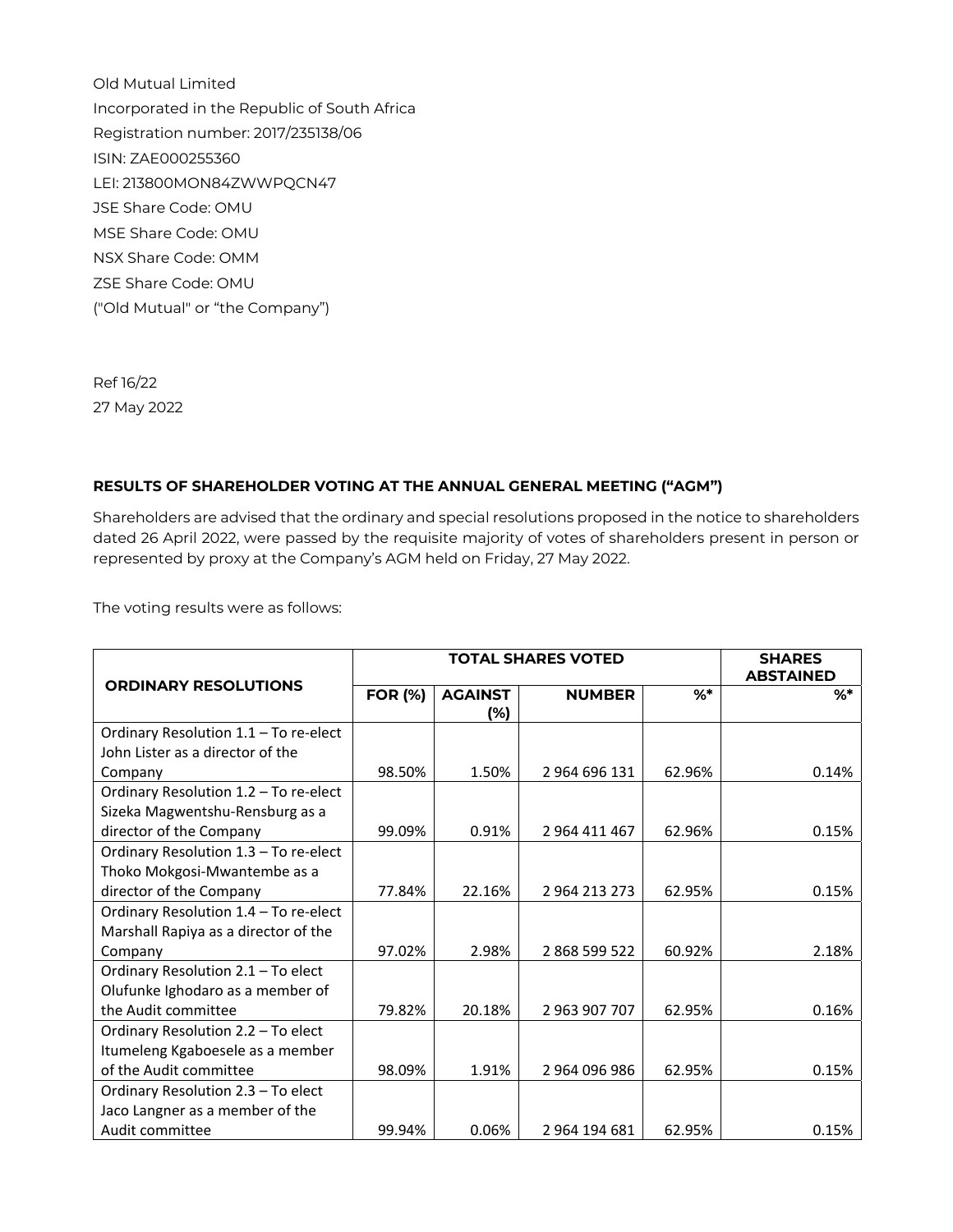Old Mutual Limited
Incorporated in the Republic of South Africa
Registration number: 2017/235138/06
ISIN: ZAE000255360
LEI: 213800MON84ZWWPQCN47
JSE Share Code: OMU
MSE Share Code: OMU
NSX Share Code: OMM
ZSE Share Code: OMU
("Old Mutual" or "the Company")

Ref 16/22
27 May 2022

**RESULTS OF SHAREHOLDER VOTING AT THE ANNUAL GENERAL MEETING ("AGM")**

Shareholders are advised that the ordinary and special resolutions proposed in the notice to shareholders dated 26 April 2022, were passed by the requisite majority of votes of shareholders present in person or represented by proxy at the Company's AGM held on Friday, 27 May 2022.

The voting results were as follows:

| ORDINARY RESOLUTIONS | TOTAL SHARES VOTED | | | | SHARES ABSTAINED |
|---|---|---|---|---|---|
| | FOR (%) | AGAINST (%) | NUMBER | %* | %* |
| Ordinary Resolution 1.1 – To re-elect John Lister as a director of the Company | 98.50% | 1.50% | 2 964 696 131 | 62.96% | 0.14% |
| Ordinary Resolution 1.2 – To re-elect Sizeka Magwentshu-Rensburg as a director of the Company | 99.09% | 0.91% | 2 964 411 467 | 62.96% | 0.15% |
| Ordinary Resolution 1.3 – To re-elect Thoko Mokgosi-Mwantembe as a director of the Company | 77.84% | 22.16% | 2 964 213 273 | 62.95% | 0.15% |
| Ordinary Resolution 1.4 – To re-elect Marshall Rapiya as a director of the Company | 97.02% | 2.98% | 2 868 599 522 | 60.92% | 2.18% |
| Ordinary Resolution 2.1 – To elect Olufunke Ighodaro as a member of the Audit committee | 79.82% | 20.18% | 2 963 907 707 | 62.95% | 0.16% |
| Ordinary Resolution 2.2 – To elect Itumeleng Kgaboesele as a member of the Audit committee | 98.09% | 1.91% | 2 964 096 986 | 62.95% | 0.15% |
| Ordinary Resolution 2.3 – To elect Jaco Langner as a member of the Audit committee | 99.94% | 0.06% | 2 964 194 681 | 62.95% | 0.15% |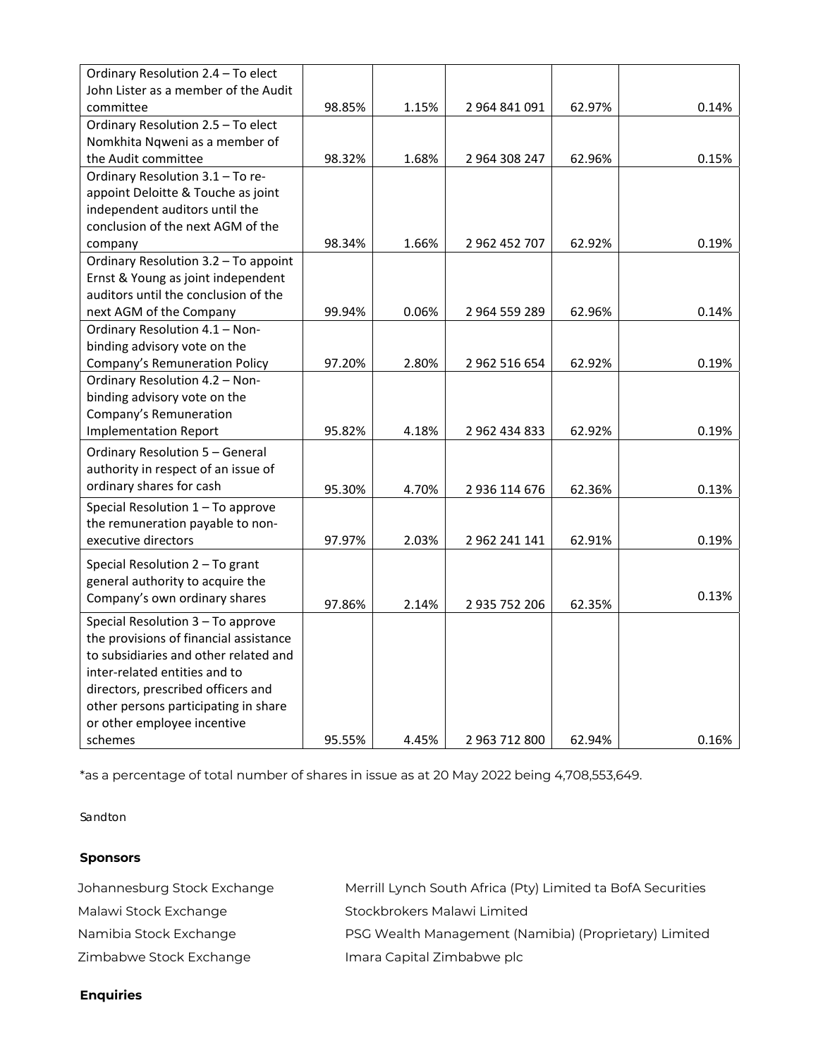| | | | | | |
|---|---|---|---|---|---|
| Ordinary Resolution 2.4 – To elect John Lister as a member of the Audit committee | 98.85% | 1.15% | 2 964 841 091 | 62.97% | 0.14% |
| Ordinary Resolution 2.5 – To elect Nomkhita Nqweni as a member of the Audit committee | 98.32% | 1.68% | 2 964 308 247 | 62.96% | 0.15% |
| Ordinary Resolution 3.1 – To re-appoint Deloitte & Touche as joint independent auditors until the conclusion of the next AGM of the company | 98.34% | 1.66% | 2 962 452 707 | 62.92% | 0.19% |
| Ordinary Resolution 3.2 – To appoint Ernst & Young as joint independent auditors until the conclusion of the next AGM of the Company | 99.94% | 0.06% | 2 964 559 289 | 62.96% | 0.14% |
| Ordinary Resolution 4.1 – Non-binding advisory vote on the Company's Remuneration Policy | 97.20% | 2.80% | 2 962 516 654 | 62.92% | 0.19% |
| Ordinary Resolution 4.2 – Non-binding advisory vote on the Company's Remuneration Implementation Report | 95.82% | 4.18% | 2 962 434 833 | 62.92% | 0.19% |
| Ordinary Resolution 5 – General authority in respect of an issue of ordinary shares for cash | 95.30% | 4.70% | 2 936 114 676 | 62.36% | 0.13% |
| Special Resolution 1 – To approve the remuneration payable to non-executive directors | 97.97% | 2.03% | 2 962 241 141 | 62.91% | 0.19% |
| Special Resolution 2 – To grant general authority to acquire the Company's own ordinary shares | 97.86% | 2.14% | 2 935 752 206 | 62.35% | 0.13% |
| Special Resolution 3 – To approve the provisions of financial assistance to subsidiaries and other related and inter-related entities and to directors, prescribed officers and other persons participating in share or other employee incentive schemes | 95.55% | 4.45% | 2 963 712 800 | 62.94% | 0.16% |

*as a percentage of total number of shares in issue as at 20 May 2022 being 4,708,553,649.

Sandton

**Sponsors**

| | |
|---|---|
| Johannesburg Stock Exchange | Merrill Lynch South Africa (Pty) Limited ta BofA Securities |
| Malawi Stock Exchange | Stockbrokers Malawi Limited |
| Namibia Stock Exchange | PSG Wealth Management (Namibia) (Proprietary) Limited |
| Zimbabwe Stock Exchange | Imara Capital Zimbabwe plc |

**Enquiries**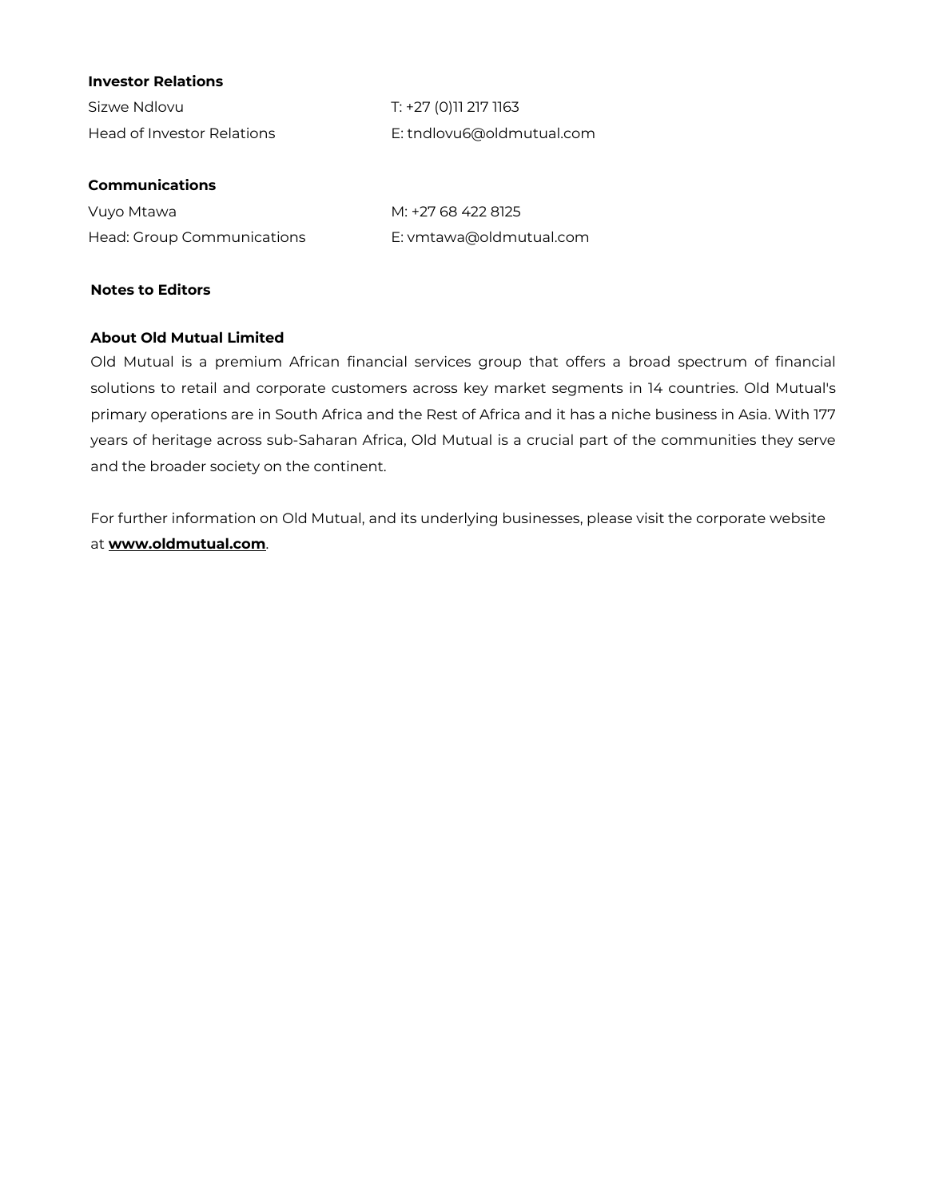**Investor Relations**

| | |
|---|---|
| Sizwe Ndlovu | T: +27 (0)11 217 1163 |
| Head of Investor Relations | E: tndlovu6@oldmutual.com |

**Communications**

| | |
|---|---|
| Vuyo Mtawa | M: +27 68 422 8125 |
| Head: Group Communications | E: vmtawa@oldmutual.com |

**Notes to Editors**

**About Old Mutual Limited**

Old Mutual is a premium African financial services group that offers a broad spectrum of financial solutions to retail and corporate customers across key market segments in 14 countries. Old Mutual's primary operations are in South Africa and the Rest of Africa and it has a niche business in Asia. With 177 years of heritage across sub-Saharan Africa, Old Mutual is a crucial part of the communities they serve and the broader society on the continent.

For further information on Old Mutual, and its underlying businesses, please visit the corporate website at **www.oldmutual.com**.